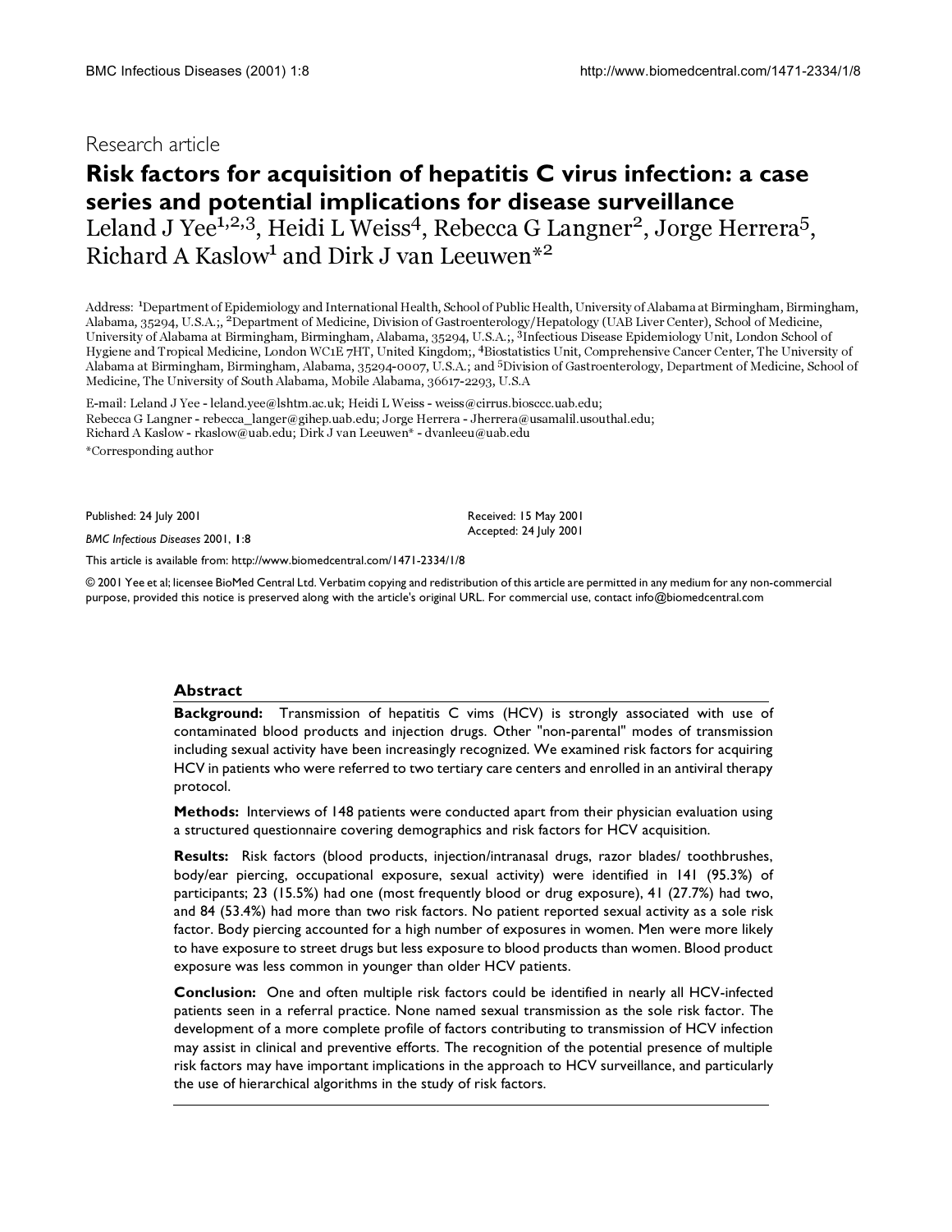Research article

# Risk factors for acquisition of hepatitis C virus infection: a case series and potential implications for disease surveillance

Leland J Yee[1,2,3], Heidi L Weiss[4], Rebecca G Langner[2], Jorge Herrera[5], Richard A Kaslow[1] and Dirk J van Leeuwen*[2]

Address: [1]Department of Epidemiology and International Health, School of Public Health, University of Alabama at Birmingham, Birmingham, Alabama, 35294, U.S.A.;, [2]Department of Medicine, Division of Gastroenterology/Hepatology (UAB Liver Center), School of Medicine, University of Alabama at Birmingham, Birmingham, Alabama, 35294, U.S.A.;, [3]Infectious Disease Epidemiology Unit, London School of Hygiene and Tropical Medicine, London WC1E 7HT, United Kingdom;, [4]Biostatistics Unit, Comprehensive Cancer Center, The University of Alabama at Birmingham, Birmingham, Alabama, 35294-0007, U.S.A.; and [5]Division of Gastroenterology, Department of Medicine, School of Medicine, The University of South Alabama, Mobile Alabama, 36617-2293, U.S.A

E-mail: Leland J Yee - leland.yee@lshtm.ac.uk; Heidi L Weiss - weiss@cirrus.bioscc.uab.edu; Rebecca G Langner - rebecca_langer@gihep.uab.edu; Jorge Herrera - Jherrera@usamalil.usouthal.edu; Richard A Kaslow - rkaslow@uab.edu; Dirk J van Leeuwen* - dvanleeu@uab.edu

*Corresponding author

Published: 24 July 2001

*BMC Infectious Diseases* 2001, **1**:8

Received: 15 May 2001
Accepted: 24 July 2001

This article is available from: http://www.biomedcentral.com/1471-2334/1/8

© 2001 Yee et al; licensee BioMed Central Ltd. Verbatim copying and redistribution of this article are permitted in any medium for any non-commercial purpose, provided this notice is preserved along with the article's original URL. For commercial use, contact info@biomedcentral.com

## Abstract

**Background:** Transmission of hepatitis C vims (HCV) is strongly associated with use of contaminated blood products and injection drugs. Other "non-parental" modes of transmission including sexual activity have been increasingly recognized. We examined risk factors for acquiring HCV in patients who were referred to two tertiary care centers and enrolled in an antiviral therapy protocol.

**Methods:** Interviews of 148 patients were conducted apart from their physician evaluation using a structured questionnaire covering demographics and risk factors for HCV acquisition.

**Results:** Risk factors (blood products, injection/intranasal drugs, razor blades/ toothbrushes, body/ear piercing, occupational exposure, sexual activity) were identified in 141 (95.3%) of participants; 23 (15.5%) had one (most frequently blood or drug exposure), 41 (27.7%) had two, and 84 (53.4%) had more than two risk factors. No patient reported sexual activity as a sole risk factor. Body piercing accounted for a high number of exposures in women. Men were more likely to have exposure to street drugs but less exposure to blood products than women. Blood product exposure was less common in younger than older HCV patients.

**Conclusion:** One and often multiple risk factors could be identified in nearly all HCV-infected patients seen in a referral practice. None named sexual transmission as the sole risk factor. The development of a more complete profile of factors contributing to transmission of HCV infection may assist in clinical and preventive efforts. The recognition of the potential presence of multiple risk factors may have important implications in the approach to HCV surveillance, and particularly the use of hierarchical algorithms in the study of risk factors.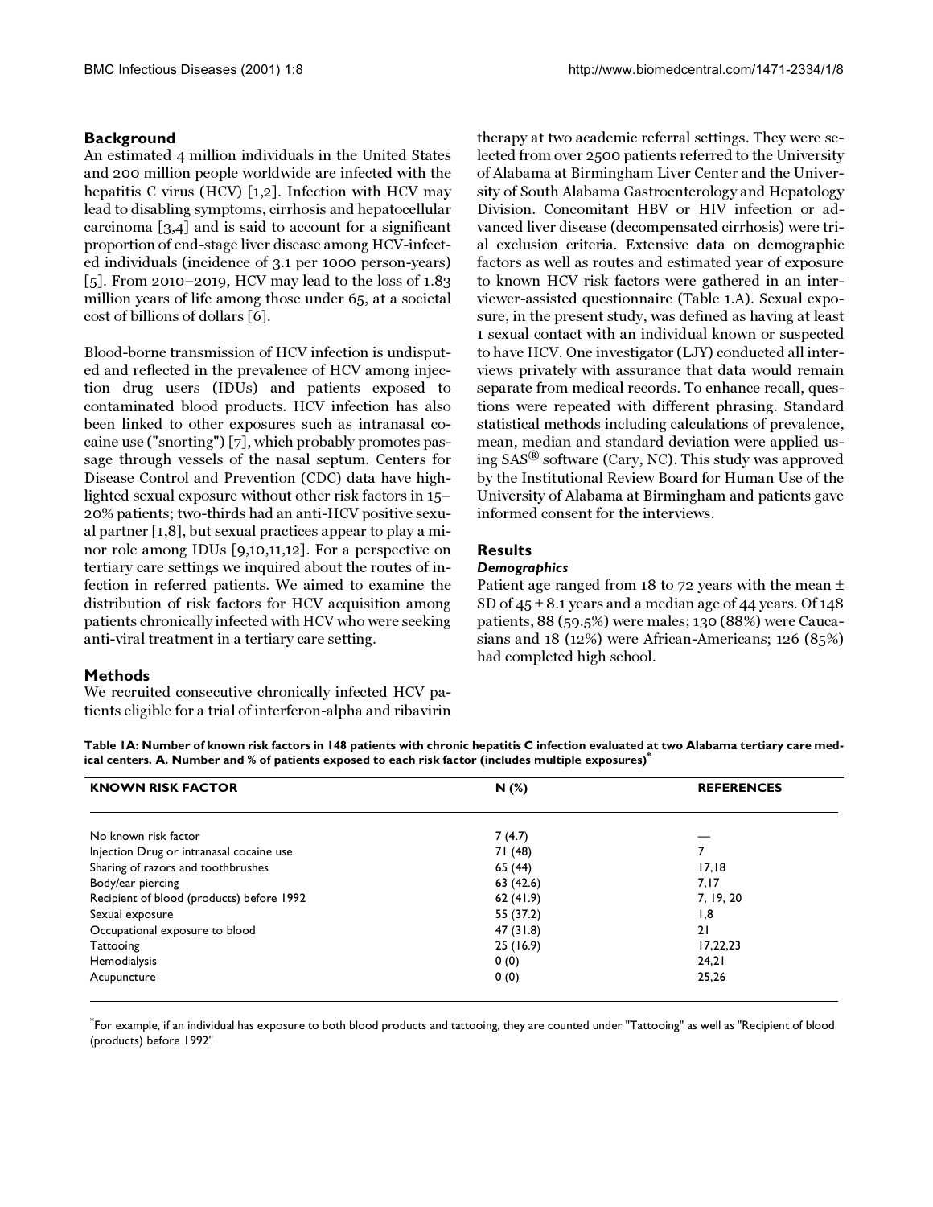## Background

An estimated 4 million individuals in the United States and 200 million people worldwide are infected with the hepatitis C virus (HCV) [1,2]. Infection with HCV may lead to disabling symptoms, cirrhosis and hepatocellular carcinoma [3,4] and is said to account for a significant proportion of end-stage liver disease among HCV-infected individuals (incidence of 3.1 per 1000 person-years) [5]. From 2010–2019, HCV may lead to the loss of 1.83 million years of life among those under 65, at a societal cost of billions of dollars [6].

Blood-borne transmission of HCV infection is undisputed and reflected in the prevalence of HCV among injection drug users (IDUs) and patients exposed to contaminated blood products. HCV infection has also been linked to other exposures such as intranasal cocaine use ("snorting") [7], which probably promotes passage through vessels of the nasal septum. Centers for Disease Control and Prevention (CDC) data have highlighted sexual exposure without other risk factors in 15–20% patients; two-thirds had an anti-HCV positive sexual partner [1,8], but sexual practices appear to play a minor role among IDUs [9,10,11,12]. For a perspective on tertiary care settings we inquired about the routes of infection in referred patients. We aimed to examine the distribution of risk factors for HCV acquisition among patients chronically infected with HCV who were seeking anti-viral treatment in a tertiary care setting.

## Methods

We recruited consecutive chronically infected HCV patients eligible for a trial of interferon-alpha and ribavirin therapy at two academic referral settings. They were selected from over 2500 patients referred to the University of Alabama at Birmingham Liver Center and the University of South Alabama Gastroenterology and Hepatology Division. Concomitant HBV or HIV infection or advanced liver disease (decompensated cirrhosis) were trial exclusion criteria. Extensive data on demographic factors as well as routes and estimated year of exposure to known HCV risk factors were gathered in an interviewer-assisted questionnaire (Table 1.A). Sexual exposure, in the present study, was defined as having at least 1 sexual contact with an individual known or suspected to have HCV. One investigator (LJY) conducted all interviews privately with assurance that data would remain separate from medical records. To enhance recall, questions were repeated with different phrasing. Standard statistical methods including calculations of prevalence, mean, median and standard deviation were applied using SAS® software (Cary, NC). This study was approved by the Institutional Review Board for Human Use of the University of Alabama at Birmingham and patients gave informed consent for the interviews.

## Results

### *Demographics*

Patient age ranged from 18 to 72 years with the mean ± SD of 45 ± 8.1 years and a median age of 44 years. Of 148 patients, 88 (59.5%) were males; 130 (88%) were Caucasians and 18 (12%) were African-Americans; 126 (85%) had completed high school.

**Table 1A: Number of known risk factors in 148 patients with chronic hepatitis C infection evaluated at two Alabama tertiary care medical centers. A. Number and % of patients exposed to each risk factor (includes multiple exposures)***

| KNOWN RISK FACTOR | N (%) | REFERENCES |
|---|---|---|
| No known risk factor | 7 (4.7) | — |
| Injection Drug or intranasal cocaine use | 71 (48) | 7 |
| Sharing of razors and toothbrushes | 65 (44) | 17,18 |
| Body/ear piercing | 63 (42.6) | 7,17 |
| Recipient of blood (products) before 1992 | 62 (41.9) | 7, 19, 20 |
| Sexual exposure | 55 (37.2) | 1,8 |
| Occupational exposure to blood | 47 (31.8) | 21 |
| Tattooing | 25 (16.9) | 17,22,23 |
| Hemodialysis | 0 (0) | 24,21 |
| Acupuncture | 0 (0) | 25,26 |

*For example, if an individual has exposure to both blood products and tattooing, they are counted under "Tattooing" as well as "Recipient of blood (products) before 1992"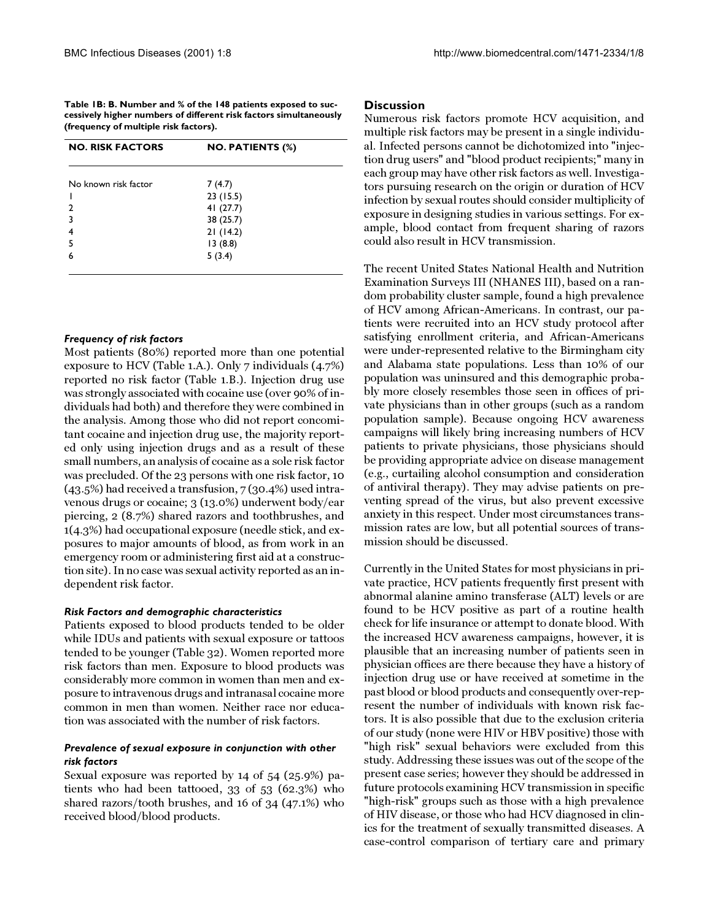**Table 1B: B. Number and % of the 148 patients exposed to successively higher numbers of different risk factors simultaneously (frequency of multiple risk factors).**

| NO. RISK FACTORS | NO. PATIENTS (%) |
| --- | --- |
| No known risk factor | 7 (4.7) |
| 1 | 23 (15.5) |
| 2 | 41 (27.7) |
| 3 | 38 (25.7) |
| 4 | 21 (14.2) |
| 5 | 13 (8.8) |
| 6 | 5 (3.4) |

### *Frequency of risk factors*

Most patients (80%) reported more than one potential exposure to HCV (Table 1.A.). Only 7 individuals (4.7%) reported no risk factor (Table 1.B.). Injection drug use was strongly associated with cocaine use (over 90% of individuals had both) and therefore they were combined in the analysis. Among those who did not report concomitant cocaine and injection drug use, the majority reported only using injection drugs and as a result of these small numbers, an analysis of cocaine as a sole risk factor was precluded. Of the 23 persons with one risk factor, 10 (43.5%) had received a transfusion, 7 (30.4%) used intravenous drugs or cocaine; 3 (13.0%) underwent body/ear piercing, 2 (8.7%) shared razors and toothbrushes, and 1(4.3%) had occupational exposure (needle stick, and exposures to major amounts of blood, as from work in an emergency room or administering first aid at a construction site). In no case was sexual activity reported as an independent risk factor.

### *Risk Factors and demographic characteristics*

Patients exposed to blood products tended to be older while IDUs and patients with sexual exposure or tattoos tended to be younger (Table 32). Women reported more risk factors than men. Exposure to blood products was considerably more common in women than men and exposure to intravenous drugs and intranasal cocaine more common in men than women. Neither race nor education was associated with the number of risk factors.

### *Prevalence of sexual exposure in conjunction with other risk factors*

Sexual exposure was reported by 14 of 54 (25.9%) patients who had been tattooed, 33 of 53 (62.3%) who shared razors/tooth brushes, and 16 of 34 (47.1%) who received blood/blood products.

## Discussion

Numerous risk factors promote HCV acquisition, and multiple risk factors may be present in a single individual. Infected persons cannot be dichotomized into "injection drug users" and "blood product recipients;" many in each group may have other risk factors as well. Investigators pursuing research on the origin or duration of HCV infection by sexual routes should consider multiplicity of exposure in designing studies in various settings. For example, blood contact from frequent sharing of razors could also result in HCV transmission.

The recent United States National Health and Nutrition Examination Surveys III (NHANES III), based on a random probability cluster sample, found a high prevalence of HCV among African-Americans. In contrast, our patients were recruited into an HCV study protocol after satisfying enrollment criteria, and African-Americans were under-represented relative to the Birmingham city and Alabama state populations. Less than 10% of our population was uninsured and this demographic probably more closely resembles those seen in offices of private physicians than in other groups (such as a random population sample). Because ongoing HCV awareness campaigns will likely bring increasing numbers of HCV patients to private physicians, those physicians should be providing appropriate advice on disease management (e.g., curtailing alcohol consumption and consideration of antiviral therapy). They may advise patients on preventing spread of the virus, but also prevent excessive anxiety in this respect. Under most circumstances transmission rates are low, but all potential sources of transmission should be discussed.

Currently in the United States for most physicians in private practice, HCV patients frequently first present with abnormal alanine amino transferase (ALT) levels or are found to be HCV positive as part of a routine health check for life insurance or attempt to donate blood. With the increased HCV awareness campaigns, however, it is plausible that an increasing number of patients seen in physician offices are there because they have a history of injection drug use or have received at sometime in the past blood or blood products and consequently over-represent the number of individuals with known risk factors. It is also possible that due to the exclusion criteria of our study (none were HIV or HBV positive) those with "high risk" sexual behaviors were excluded from this study. Addressing these issues was out of the scope of the present case series; however they should be addressed in future protocols examining HCV transmission in specific "high-risk" groups such as those with a high prevalence of HIV disease, or those who had HCV diagnosed in clinics for the treatment of sexually transmitted diseases. A case-control comparison of tertiary care and primary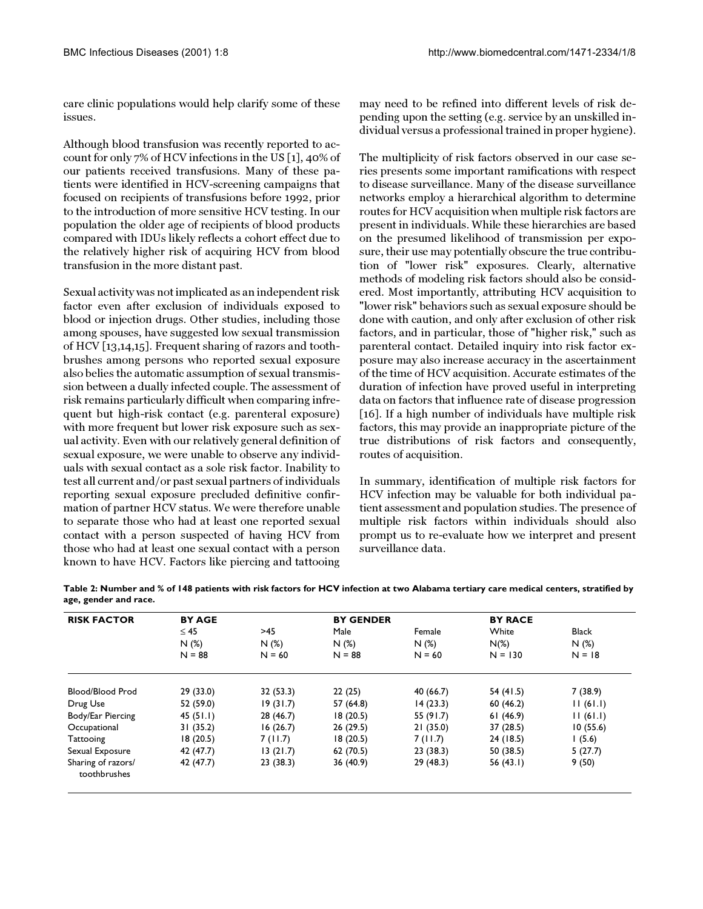care clinic populations would help clarify some of these issues.

Although blood transfusion was recently reported to account for only 7% of HCV infections in the US [1], 40% of our patients received transfusions. Many of these patients were identified in HCV-screening campaigns that focused on recipients of transfusions before 1992, prior to the introduction of more sensitive HCV testing. In our population the older age of recipients of blood products compared with IDUs likely reflects a cohort effect due to the relatively higher risk of acquiring HCV from blood transfusion in the more distant past.

Sexual activity was not implicated as an independent risk factor even after exclusion of individuals exposed to blood or injection drugs. Other studies, including those among spouses, have suggested low sexual transmission of HCV [13,14,15]. Frequent sharing of razors and toothbrushes among persons who reported sexual exposure also belies the automatic assumption of sexual transmission between a dually infected couple. The assessment of risk remains particularly difficult when comparing infrequent but high-risk contact (e.g. parenteral exposure) with more frequent but lower risk exposure such as sexual activity. Even with our relatively general definition of sexual exposure, we were unable to observe any individuals with sexual contact as a sole risk factor. Inability to test all current and/or past sexual partners of individuals reporting sexual exposure precluded definitive confirmation of partner HCV status. We were therefore unable to separate those who had at least one reported sexual contact with a person suspected of having HCV from those who had at least one sexual contact with a person known to have HCV. Factors like piercing and tattooing may need to be refined into different levels of risk depending upon the setting (e.g. service by an unskilled individual versus a professional trained in proper hygiene).

The multiplicity of risk factors observed in our case series presents some important ramifications with respect to disease surveillance. Many of the disease surveillance networks employ a hierarchical algorithm to determine routes for HCV acquisition when multiple risk factors are present in individuals. While these hierarchies are based on the presumed likelihood of transmission per exposure, their use may potentially obscure the true contribution of "lower risk" exposures. Clearly, alternative methods of modeling risk factors should also be considered. Most importantly, attributing HCV acquisition to "lower risk" behaviors such as sexual exposure should be done with caution, and only after exclusion of other risk factors, and in particular, those of "higher risk," such as parenteral contact. Detailed inquiry into risk factor exposure may also increase accuracy in the ascertainment of the time of HCV acquisition. Accurate estimates of the duration of infection have proved useful in interpreting data on factors that influence rate of disease progression [16]. If a high number of individuals have multiple risk factors, this may provide an inappropriate picture of the true distributions of risk factors and consequently, routes of acquisition.

In summary, identification of multiple risk factors for HCV infection may be valuable for both individual patient assessment and population studies. The presence of multiple risk factors within individuals should also prompt us to re-evaluate how we interpret and present surveillance data.

**Table 2: Number and % of 148 patients with risk factors for HCV infection at two Alabama tertiary care medical centers, stratified by age, gender and race.**

| RISK FACTOR | BY AGE | | BY GENDER | | BY RACE | |
|---|---|---|---|---|---|---|
| | ≤ 45 N (%) N = 88 | >45 N (%) N = 60 | Male N (%) N = 88 | Female N (%) N = 60 | White N(%) N = 130 | Black N (%) N = 18 |
| Blood/Blood Prod | 29 (33.0) | 32 (53.3) | 22 (25) | 40 (66.7) | 54 (41.5) | 7 (38.9) |
| Drug Use | 52 (59.0) | 19 (31.7) | 57 (64.8) | 14 (23.3) | 60 (46.2) | 11 (61.1) |
| Body/Ear Piercing | 45 (51.1) | 28 (46.7) | 18 (20.5) | 55 (91.7) | 61 (46.9) | 11 (61.1) |
| Occupational | 31 (35.2) | 16 (26.7) | 26 (29.5) | 21 (35.0) | 37 (28.5) | 10 (55.6) |
| Tattooing | 18 (20.5) | 7 (11.7) | 18 (20.5) | 7 (11.7) | 24 (18.5) | 1 (5.6) |
| Sexual Exposure | 42 (47.7) | 13 (21.7) | 62 (70.5) | 23 (38.3) | 50 (38.5) | 5 (27.7) |
| Sharing of razors/ toothbrushes | 42 (47.7) | 23 (38.3) | 36 (40.9) | 29 (48.3) | 56 (43.1) | 9 (50) |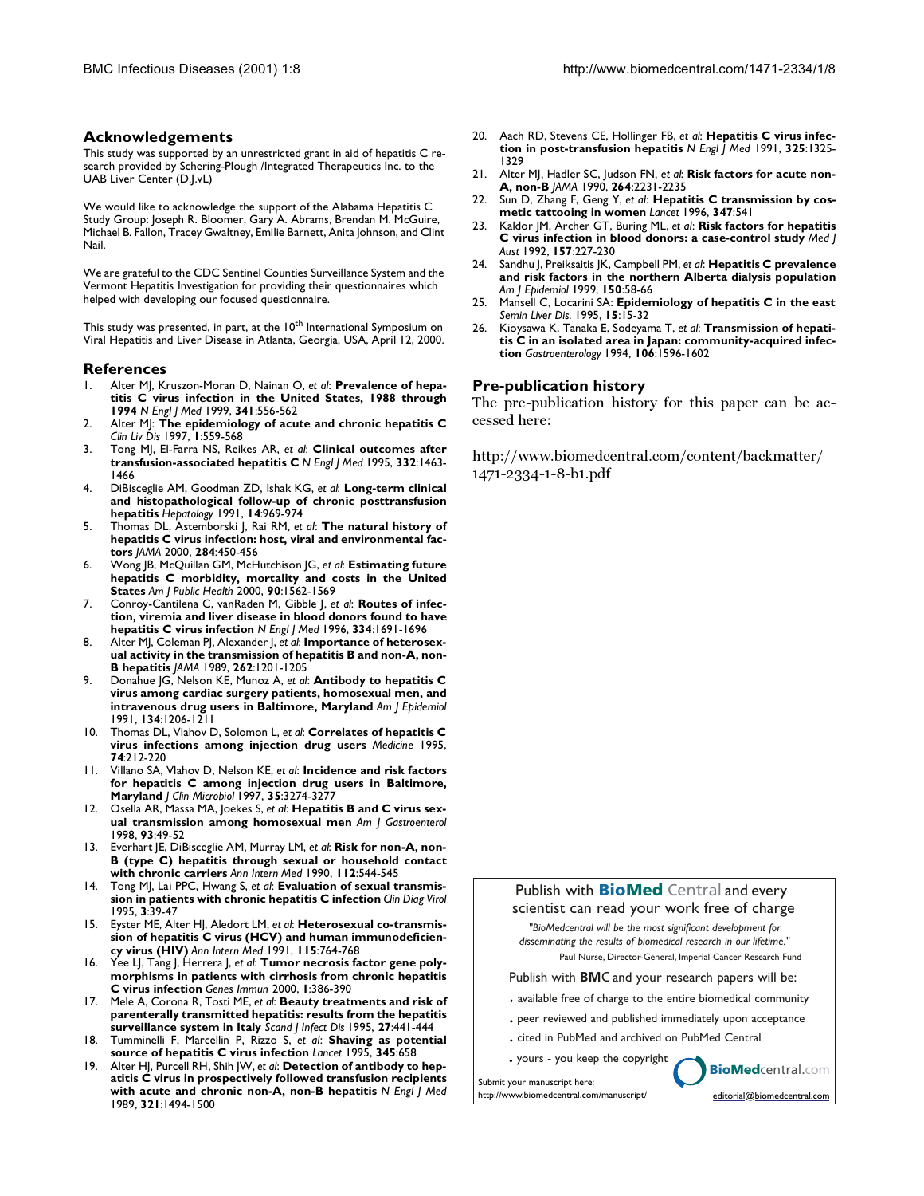## Acknowledgements

This study was supported by an unrestricted grant in aid of hepatitis C research provided by Schering-Plough /Integrated Therapeutics Inc. to the UAB Liver Center (D.J.vL)

We would like to acknowledge the support of the Alabama Hepatitis C Study Group: Joseph R. Bloomer, Gary A. Abrams, Brendan M. McGuire, Michael B. Fallon, Tracey Gwaltney, Emilie Barnett, Anita Johnson, and Clint Nail.

We are grateful to the CDC Sentinel Counties Surveillance System and the Vermont Hepatitis Investigation for providing their questionnaires which helped with developing our focused questionnaire.

This study was presented, in part, at the 10th International Symposium on Viral Hepatitis and Liver Disease in Atlanta, Georgia, USA, April 12, 2000.

## References

1. Alter MJ, Kruszon-Moran D, Nainan O, *et al*: **Prevalence of hepatitis C virus infection in the United States, 1988 through 1994** *N Engl J Med* 1999, **341**:556-562
2. Alter MJ: **The epidemiology of acute and chronic hepatitis C** *Clin Liv Dis* 1997, **1**:559-568
3. Tong MJ, El-Farra NS, Reikes AR, *et al*: **Clinical outcomes after transfusion-associated hepatitis C** *N Engl J Med* 1995, **332**:1463-1466
4. DiBisceglie AM, Goodman ZD, Ishak KG, *et al*: **Long-term clinical and histopathological follow-up of chronic posttransfusion hepatitis** *Hepatology* 1991, **14**:969-974
5. Thomas DL, Astemborski J, Rai RM, *et al*: **The natural history of hepatitis C virus infection: host, viral and environmental factors** *JAMA* 2000, **284**:450-456
6. Wong JB, McQuillan GM, McHutchison JG, *et al*: **Estimating future hepatitis C morbidity, mortality and costs in the United States** *Am J Public Health* 2000, **90**:1562-1569
7. Conroy-Cantilena C, vanRaden M, Gibble J, *et al*: **Routes of infection, viremia and liver disease in blood donors found to have hepatitis C virus infection** *N Engl J Med* 1996, **334**:1691-1696
8. Alter MJ, Coleman PJ, Alexander J, *et al*: **Importance of heterosexual activity in the transmission of hepatitis B and non-A, non-B hepatitis** *JAMA* 1989, **262**:1201-1205
9. Donahue JG, Nelson KE, Munoz A, *et al*: **Antibody to hepatitis C virus among cardiac surgery patients, homosexual men, and intravenous drug users in Baltimore, Maryland** *Am J Epidemiol* 1991, **134**:1206-1211
10. Thomas DL, Vlahov D, Solomon L, *et al*: **Correlates of hepatitis C virus infections among injection drug users** *Medicine* 1995, **74**:212-220
11. Villano SA, Vlahov D, Nelson KE, *et al*: **Incidence and risk factors for hepatitis C among injection drug users in Baltimore, Maryland** *J Clin Microbiol* 1997, **35**:3274-3277
12. Osella AR, Massa MA, Joekes S, *et al*: **Hepatitis B and C virus sexual transmission among homosexual men** *Am J Gastroenterol* 1998, **93**:49-52
13. Everhart JE, DiBisceglie AM, Murray LM, *et al*: **Risk for non-A, non-B (type C) hepatitis through sexual or household contact with chronic carriers** *Ann Intern Med* 1990, **112**:544-545
14. Tong MJ, Lai PPC, Hwang S, *et al*: **Evaluation of sexual transmission in patients with chronic hepatitis C infection** *Clin Diag Virol* 1995, **3**:39-47
15. Eyster ME, Alter HJ, Aledort LM, *et al*: **Heterosexual co-transmission of hepatitis C virus (HCV) and human immunodeficiency virus (HIV)** *Ann Intern Med* 1991, **115**:764-768
16. Yee LJ, Tang J, Herrera J, *et al*: **Tumor necrosis factor gene polymorphisms in patients with cirrhosis from chronic hepatitis C virus infection** *Genes Immun* 2000, **1**:386-390
17. Mele A, Corona R, Tosti ME, *et al*: **Beauty treatments and risk of parenterally transmitted hepatitis: results from the hepatitis surveillance system in Italy** *Scand J Infect Dis* 1995, **27**:441-444
18. Tumminelli F, Marcellin P, Rizzo S, *et al*: **Shaving as potential source of hepatitis C virus infection** *Lancet* 1995, **345**:658
19. Alter HJ, Purcell RH, Shih JW, *et al*: **Detection of antibody to hepatitis C virus in prospectively followed transfusion recipients with acute and chronic non-A, non-B hepatitis** *N Engl J Med* 1989, **321**:1494-1500
20. Aach RD, Stevens CE, Hollinger FB, *et al*: **Hepatitis C virus infection in post-transfusion hepatitis** *N Engl J Med* 1991, **325**:1325-1329
21. Alter MJ, Hadler SC, Judson FN, *et al*: **Risk factors for acute non-A, non-B** *JAMA* 1990, **264**:2231-2235
22. Sun D, Zhang F, Geng Y, *et al*: **Hepatitis C transmission by cosmetic tattooing in women** *Lancet* 1996, **347**:541
23. Kaldor JM, Archer GT, Buring ML, *et al*: **Risk factors for hepatitis C virus infection in blood donors: a case-control study** *Med J Aust* 1992, **157**:227-230
24. Sandhu J, Preiksaitis JK, Campbell PM, *et al*: **Hepatitis C prevalence and risk factors in the northern Alberta dialysis population** *Am J Epidemiol* 1999, **150**:58-66
25. Mansell C, Locarini SA: **Epidemiology of hepatitis C in the east** *Semin Liver Dis.* 1995, **15**:15-32
26. Kioysawa K, Tanaka E, Sodeyama T, *et al*: **Transmission of hepatitis C in an isolated area in Japan: community-acquired infection** *Gastroenterology* 1994, **106**:1596-1602

## Pre-publication history

The pre-publication history for this paper can be accessed here:

http://www.biomedcentral.com/content/backmatter/1471-2334-1-8-b1.pdf

Publish with **BioMed** Central and every scientist can read your work free of charge

*"BioMedcentral will be the most significant development for disseminating the results of biomedical research in our lifetime."*
Paul Nurse, Director-General, Imperial Cancer Research Fund

Publish with **BMC** and your research papers will be:

- available free of charge to the entire biomedical community
- peer reviewed and published immediately upon acceptance
- cited in PubMed and archived on PubMed Central
- yours - you keep the copyright

Submit your manuscript here:
http://www.biomedcentral.com/manuscript/

**BioMed**central.com

editorial@biomedcentral.com